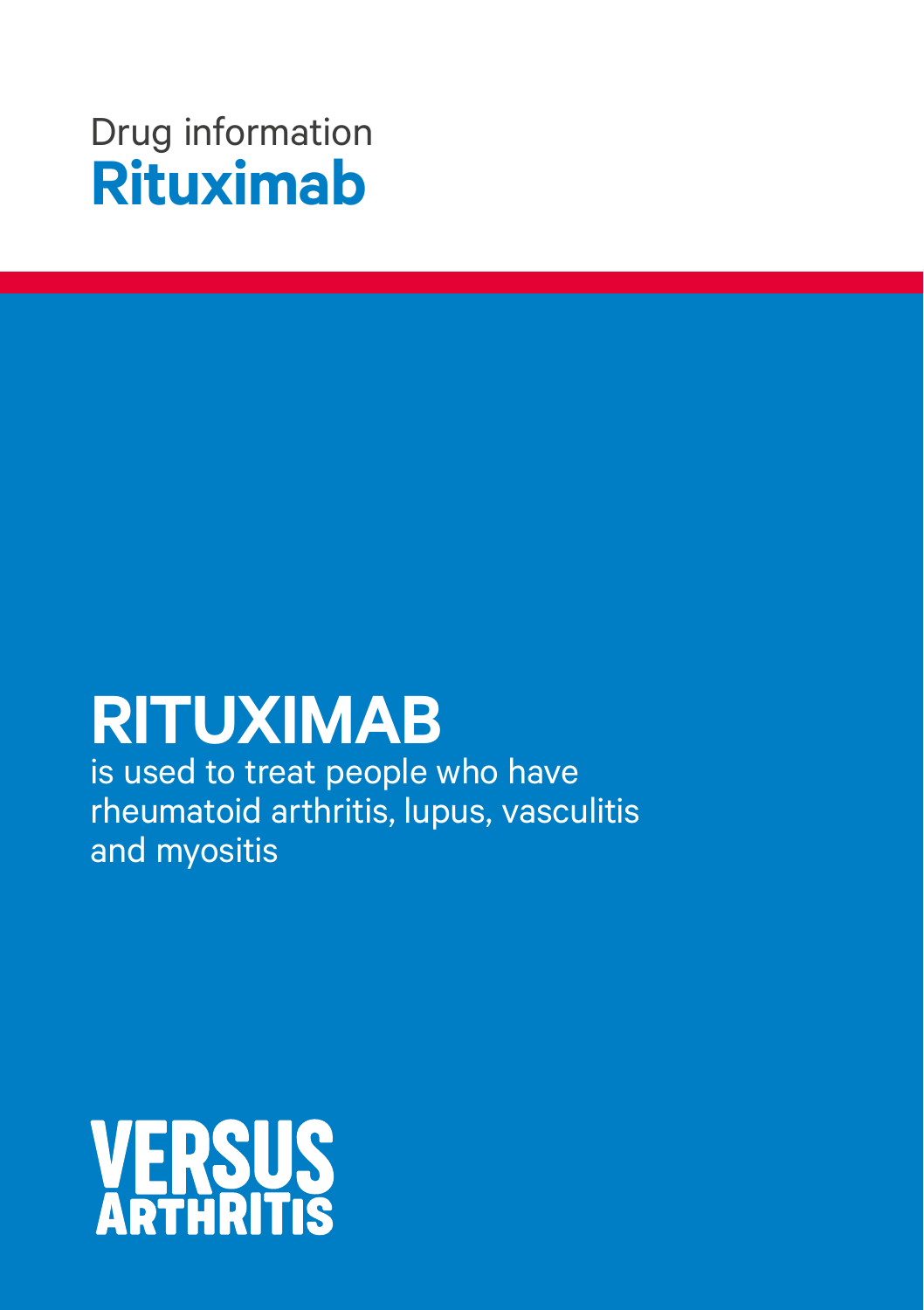Drug information

# Rituximab

## RITUXIMAB

is used to treat people who have rheumatoid arthritis, lupus, vasculitis and myositis

VERSUS ARTHRITIS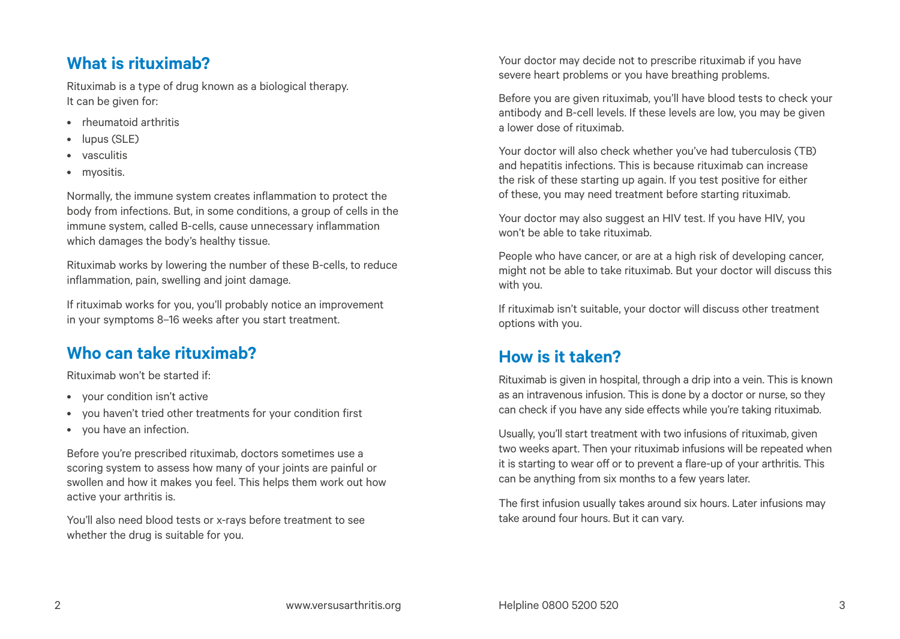## What is rituximab?

Rituximab is a type of drug known as a biological therapy. It can be given for:

- rheumatoid arthritis
- lupus (SLE)
- vasculitis
- myositis.

Normally, the immune system creates inflammation to protect the body from infections. But, in some conditions, a group of cells in the immune system, called B-cells, cause unnecessary inflammation which damages the body's healthy tissue.

Rituximab works by lowering the number of these B-cells, to reduce inflammation, pain, swelling and joint damage.

If rituximab works for you, you'll probably notice an improvement in your symptoms 8–16 weeks after you start treatment.

## Who can take rituximab?

Rituximab won't be started if:

- your condition isn't active
- you haven't tried other treatments for your condition first
- you have an infection.

Before you're prescribed rituximab, doctors sometimes use a scoring system to assess how many of your joints are painful or swollen and how it makes you feel. This helps them work out how active your arthritis is.

You'll also need blood tests or x-rays before treatment to see whether the drug is suitable for you.

Your doctor may decide not to prescribe rituximab if you have severe heart problems or you have breathing problems.

Before you are given rituximab, you'll have blood tests to check your antibody and B-cell levels. If these levels are low, you may be given a lower dose of rituximab.

Your doctor will also check whether you've had tuberculosis (TB) and hepatitis infections. This is because rituximab can increase the risk of these starting up again. If you test positive for either of these, you may need treatment before starting rituximab.

Your doctor may also suggest an HIV test. If you have HIV, you won't be able to take rituximab.

People who have cancer, or are at a high risk of developing cancer, might not be able to take rituximab. But your doctor will discuss this with you.

If rituximab isn't suitable, your doctor will discuss other treatment options with you.

## How is it taken?

Rituximab is given in hospital, through a drip into a vein. This is known as an intravenous infusion. This is done by a doctor or nurse, so they can check if you have any side effects while you're taking rituximab.

Usually, you'll start treatment with two infusions of rituximab, given two weeks apart. Then your rituximab infusions will be repeated when it is starting to wear off or to prevent a flare-up of your arthritis. This can be anything from six months to a few years later.

The first infusion usually takes around six hours. Later infusions may take around four hours. But it can vary.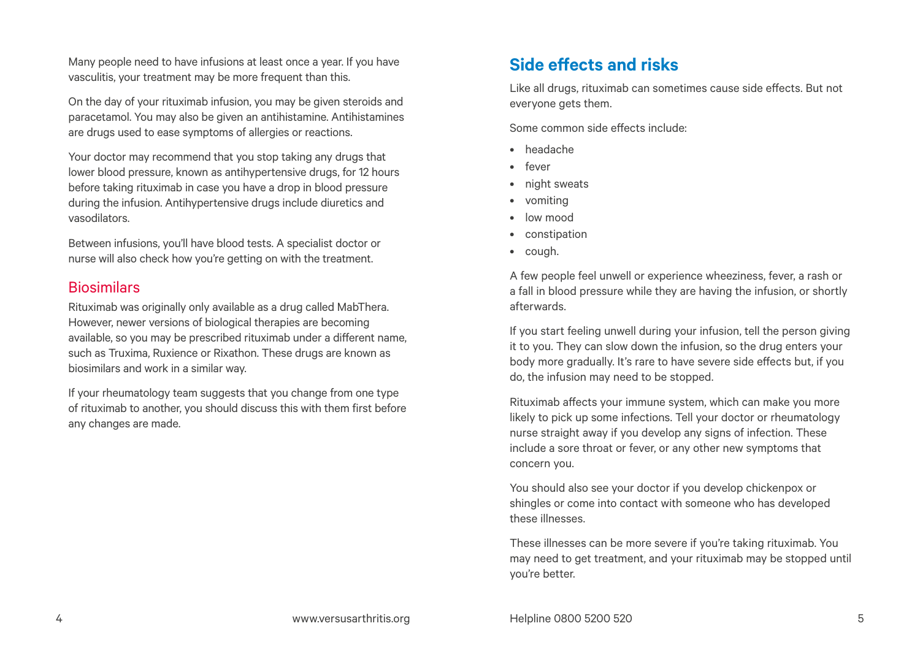Many people need to have infusions at least once a year. If you have vasculitis, your treatment may be more frequent than this.

On the day of your rituximab infusion, you may be given steroids and paracetamol. You may also be given an antihistamine. Antihistamines are drugs used to ease symptoms of allergies or reactions.

Your doctor may recommend that you stop taking any drugs that lower blood pressure, known as antihypertensive drugs, for 12 hours before taking rituximab in case you have a drop in blood pressure during the infusion. Antihypertensive drugs include diuretics and vasodilators.

Between infusions, you'll have blood tests. A specialist doctor or nurse will also check how you're getting on with the treatment.

### Biosimilars

Rituximab was originally only available as a drug called MabThera. However, newer versions of biological therapies are becoming available, so you may be prescribed rituximab under a different name, such as Truxima, Ruxience or Rixathon. These drugs are known as biosimilars and work in a similar way.

If your rheumatology team suggests that you change from one type of rituximab to another, you should discuss this with them first before any changes are made.

## Side effects and risks

Like all drugs, rituximab can sometimes cause side effects. But not everyone gets them.

Some common side effects include:

- headache
- fever
- night sweats
- vomiting
- low mood
- constipation
- cough.

A few people feel unwell or experience wheeziness, fever, a rash or a fall in blood pressure while they are having the infusion, or shortly afterwards.

If you start feeling unwell during your infusion, tell the person giving it to you. They can slow down the infusion, so the drug enters your body more gradually. It's rare to have severe side effects but, if you do, the infusion may need to be stopped.

Rituximab affects your immune system, which can make you more likely to pick up some infections. Tell your doctor or rheumatology nurse straight away if you develop any signs of infection. These include a sore throat or fever, or any other new symptoms that concern you.

You should also see your doctor if you develop chickenpox or shingles or come into contact with someone who has developed these illnesses.

These illnesses can be more severe if you're taking rituximab. You may need to get treatment, and your rituximab may be stopped until you're better.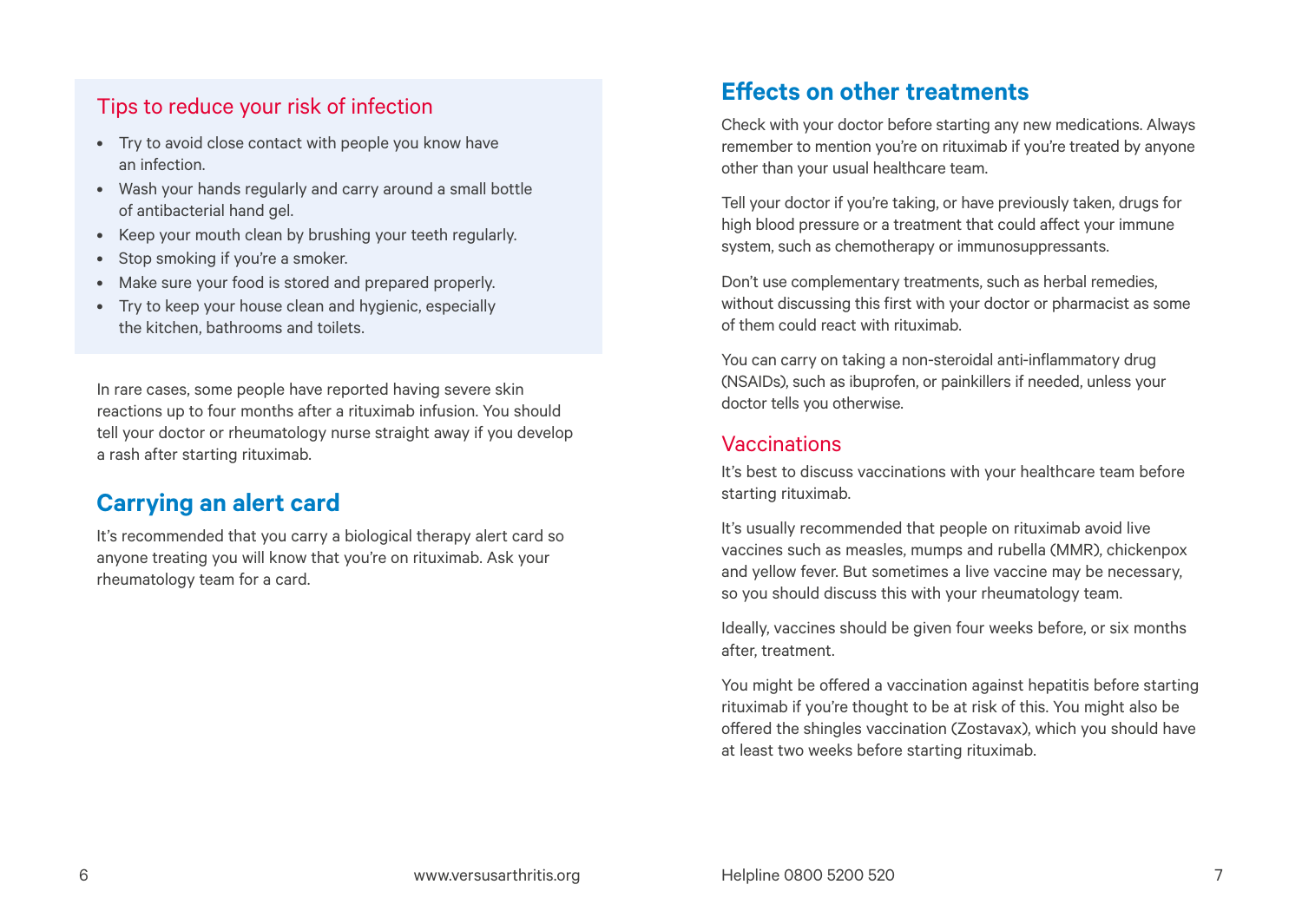### Tips to reduce your risk of infection

- Try to avoid close contact with people you know have an infection.
- Wash your hands regularly and carry around a small bottle of antibacterial hand gel.
- Keep your mouth clean by brushing your teeth regularly.
- Stop smoking if you're a smoker.
- Make sure your food is stored and prepared properly.
- Try to keep your house clean and hygienic, especially the kitchen, bathrooms and toilets.

In rare cases, some people have reported having severe skin reactions up to four months after a rituximab infusion. You should tell your doctor or rheumatology nurse straight away if you develop a rash after starting rituximab.

## Carrying an alert card

It's recommended that you carry a biological therapy alert card so anyone treating you will know that you're on rituximab. Ask your rheumatology team for a card.

## Effects on other treatments

Check with your doctor before starting any new medications. Always remember to mention you're on rituximab if you're treated by anyone other than your usual healthcare team.

Tell your doctor if you're taking, or have previously taken, drugs for high blood pressure or a treatment that could affect your immune system, such as chemotherapy or immunosuppressants.

Don't use complementary treatments, such as herbal remedies, without discussing this first with your doctor or pharmacist as some of them could react with rituximab.

You can carry on taking a non-steroidal anti-inflammatory drug (NSAIDs), such as ibuprofen, or painkillers if needed, unless your doctor tells you otherwise.

### Vaccinations

It's best to discuss vaccinations with your healthcare team before starting rituximab.

It's usually recommended that people on rituximab avoid live vaccines such as measles, mumps and rubella (MMR), chickenpox and yellow fever. But sometimes a live vaccine may be necessary, so you should discuss this with your rheumatology team.

Ideally, vaccines should be given four weeks before, or six months after, treatment.

You might be offered a vaccination against hepatitis before starting rituximab if you're thought to be at risk of this. You might also be offered the shingles vaccination (Zostavax), which you should have at least two weeks before starting rituximab.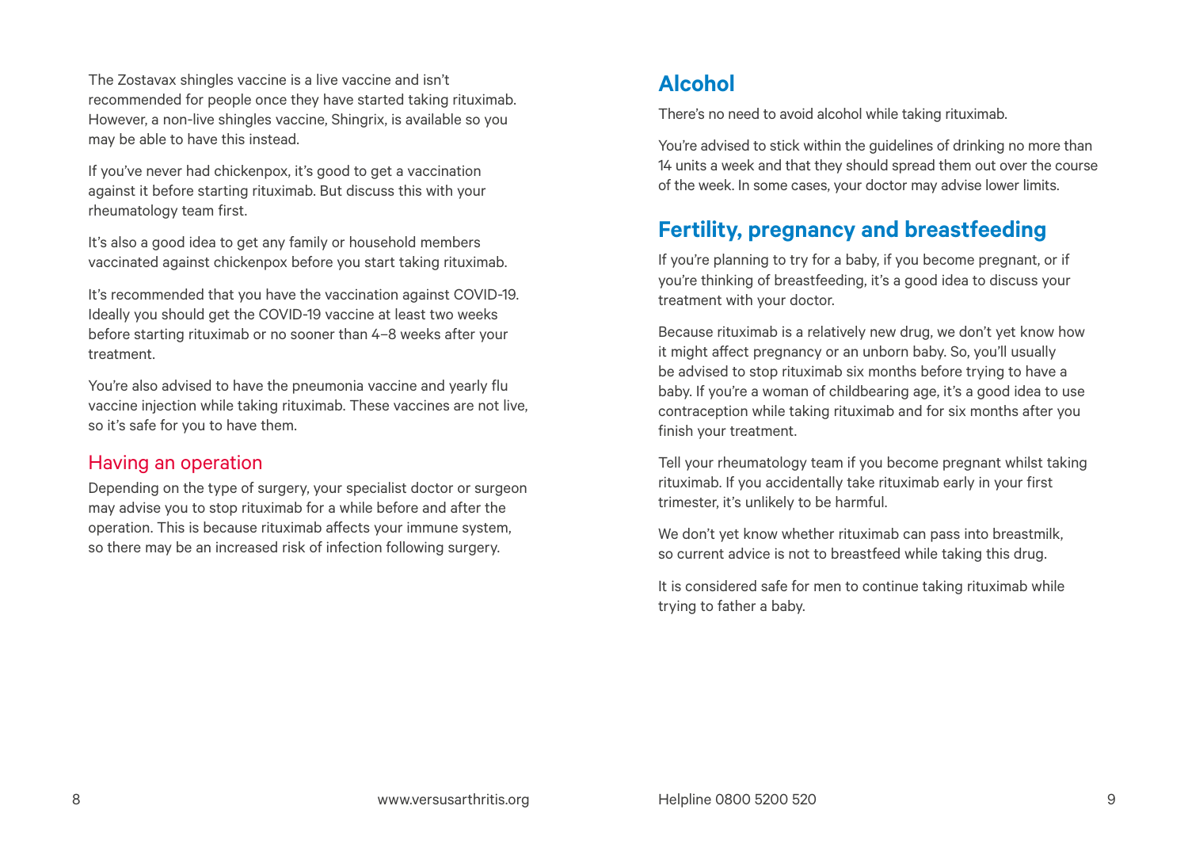The Zostavax shingles vaccine is a live vaccine and isn't recommended for people once they have started taking rituximab. However, a non-live shingles vaccine, Shingrix, is available so you may be able to have this instead.

If you've never had chickenpox, it's good to get a vaccination against it before starting rituximab. But discuss this with your rheumatology team first.

It's also a good idea to get any family or household members vaccinated against chickenpox before you start taking rituximab.

It's recommended that you have the vaccination against COVID-19. Ideally you should get the COVID-19 vaccine at least two weeks before starting rituximab or no sooner than 4–8 weeks after your treatment.

You're also advised to have the pneumonia vaccine and yearly flu vaccine injection while taking rituximab. These vaccines are not live, so it's safe for you to have them.

### Having an operation

Depending on the type of surgery, your specialist doctor or surgeon may advise you to stop rituximab for a while before and after the operation. This is because rituximab affects your immune system, so there may be an increased risk of infection following surgery.

## Alcohol

There's no need to avoid alcohol while taking rituximab.

You're advised to stick within the guidelines of drinking no more than 14 units a week and that they should spread them out over the course of the week. In some cases, your doctor may advise lower limits.

## Fertility, pregnancy and breastfeeding

If you're planning to try for a baby, if you become pregnant, or if you're thinking of breastfeeding, it's a good idea to discuss your treatment with your doctor.

Because rituximab is a relatively new drug, we don't yet know how it might affect pregnancy or an unborn baby. So, you'll usually be advised to stop rituximab six months before trying to have a baby. If you're a woman of childbearing age, it's a good idea to use contraception while taking rituximab and for six months after you finish your treatment.

Tell your rheumatology team if you become pregnant whilst taking rituximab. If you accidentally take rituximab early in your first trimester, it's unlikely to be harmful.

We don't yet know whether rituximab can pass into breastmilk, so current advice is not to breastfeed while taking this drug.

It is considered safe for men to continue taking rituximab while trying to father a baby.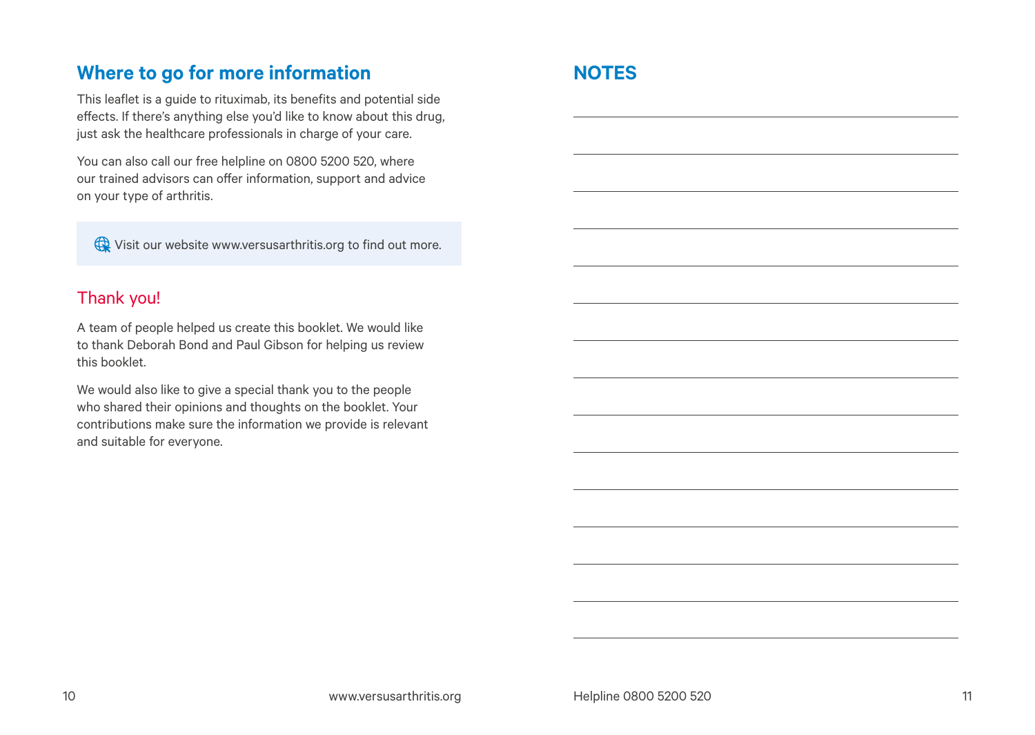## Where to go for more information

This leaflet is a guide to rituximab, its benefits and potential side effects. If there's anything else you'd like to know about this drug, just ask the healthcare professionals in charge of your care.

You can also call our free helpline on 0800 5200 520, where our trained advisors can offer information, support and advice on your type of arthritis.

Visit our website www.versusarthritis.org to find out more.

### Thank you!

A team of people helped us create this booklet. We would like to thank Deborah Bond and Paul Gibson for helping us review this booklet.

We would also like to give a special thank you to the people who shared their opinions and thoughts on the booklet. Your contributions make sure the information we provide is relevant and suitable for everyone.

## NOTES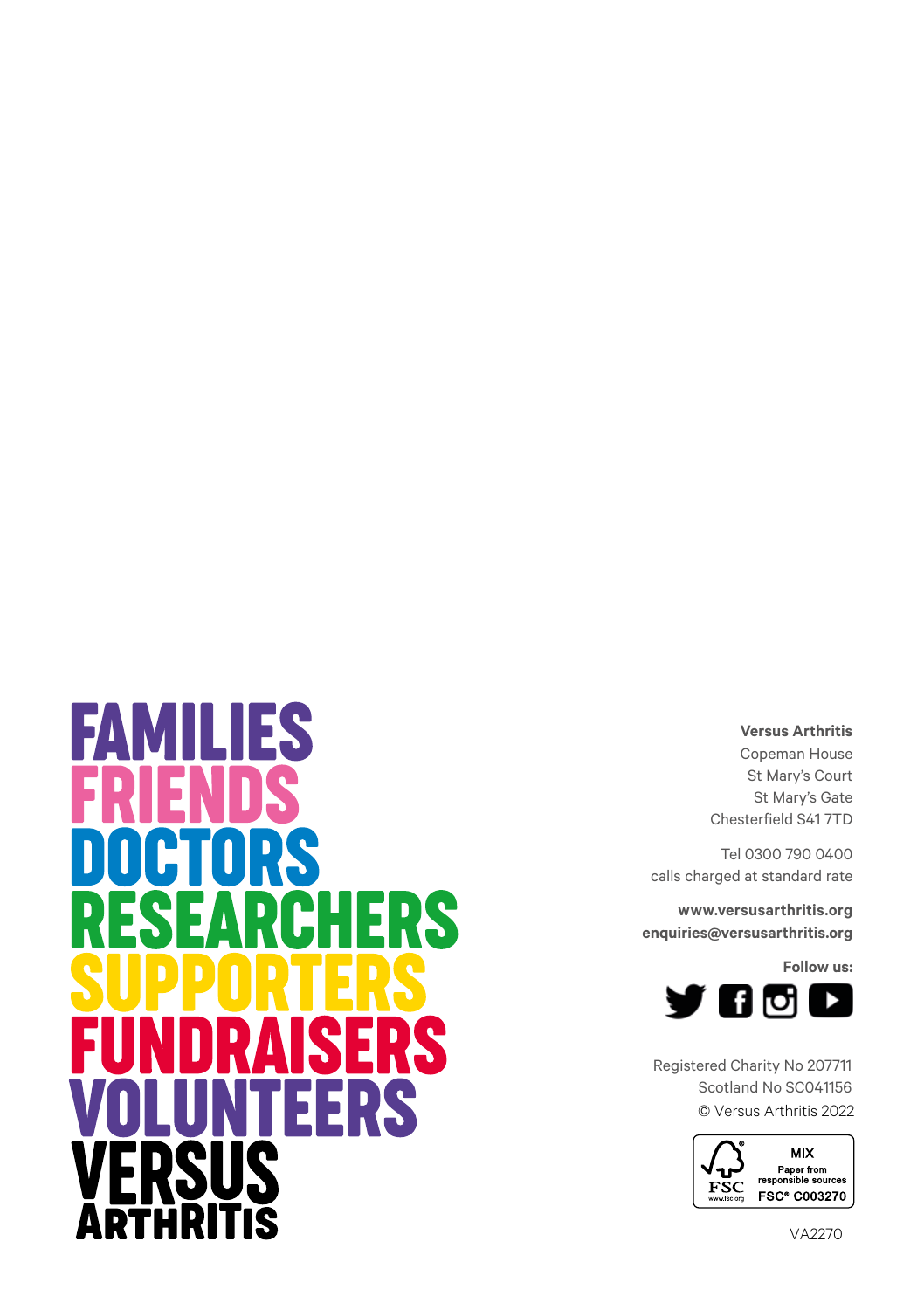FAMILIES
FRIENDS
DOCTORS
RESEARCHERS
SUPPORTERS
FUNDRAISERS
VOLUNTEERS
VERSUS
ARTHRITIS

**Versus Arthritis**
Copeman House
St Mary's Court
St Mary's Gate
Chesterfield S41 7TD

Tel 0300 790 0400
calls charged at standard rate

**www.versusarthritis.org**
**enquiries@versusarthritis.org**

**Follow us:**

Registered Charity No 207711
Scotland No SC041156
© Versus Arthritis 2022

MIX
Paper from responsible sources
FSC® C003270
FSC www.fsc.org

VA2270